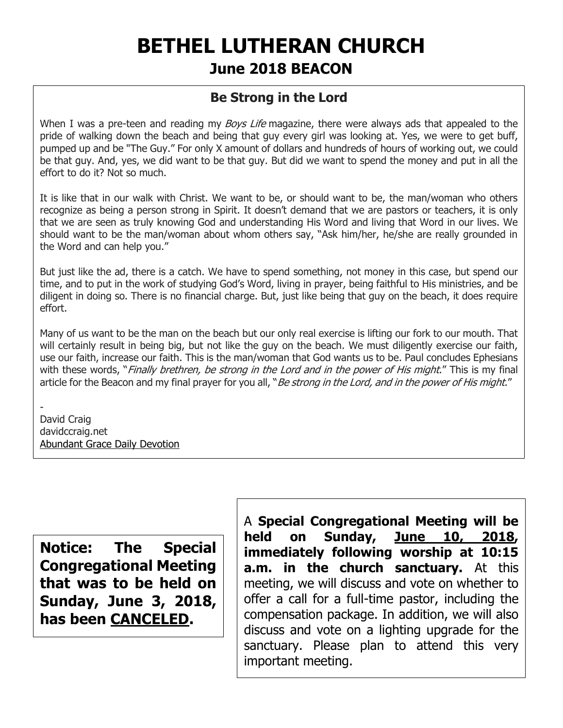# BETHEL LUTHERAN CHURCH

## June 2018 BEACON

### Be Strong in the Lord

When I was a pre-teen and reading my *Boys Life* magazine, there were always ads that appealed to the pride of walking down the beach and being that guy every girl was looking at. Yes, we were to get buff, pumped up and be "The Guy." For only X amount of dollars and hundreds of hours of working out, we could be that guy. And, yes, we did want to be that guy. But did we want to spend the money and put in all the effort to do it? Not so much.

It is like that in our walk with Christ. We want to be, or should want to be, the man/woman who others recognize as being a person strong in Spirit. It doesn't demand that we are pastors or teachers, it is only that we are seen as truly knowing God and understanding His Word and living that Word in our lives. We should want to be the man/woman about whom others say, "Ask him/her, he/she are really grounded in the Word and can help you."

But just like the ad, there is a catch. We have to spend something, not money in this case, but spend our time, and to put in the work of studying God's Word, living in prayer, being faithful to His ministries, and be diligent in doing so. There is no financial charge. But, just like being that guy on the beach, it does require effort.

Many of us want to be the man on the beach but our only real exercise is lifting our fork to our mouth. That will certainly result in being big, but not like the guy on the beach. We must diligently exercise our faith, use our faith, increase our faith. This is the man/woman that God wants us to be. Paul concludes Ephesians with these words, "*Finally brethren, be strong in the Lord and in the power of His might*." This is my final article for the Beacon and my final prayer for you all, "*Be strong in the Lord, and in the power of His might*."

-
David Craig
davidccraig.net
Abundant Grace Daily Devotion

**Notice: The Special Congregational Meeting that was to be held on Sunday, June 3, 2018, has been CANCELED.**

A **Special Congregational Meeting will be held on Sunday, June 10, 2018, immediately following worship at 10:15 a.m. in the church sanctuary.** At this meeting, we will discuss and vote on whether to offer a call for a full-time pastor, including the compensation package. In addition, we will also discuss and vote on a lighting upgrade for the sanctuary. Please plan to attend this very important meeting.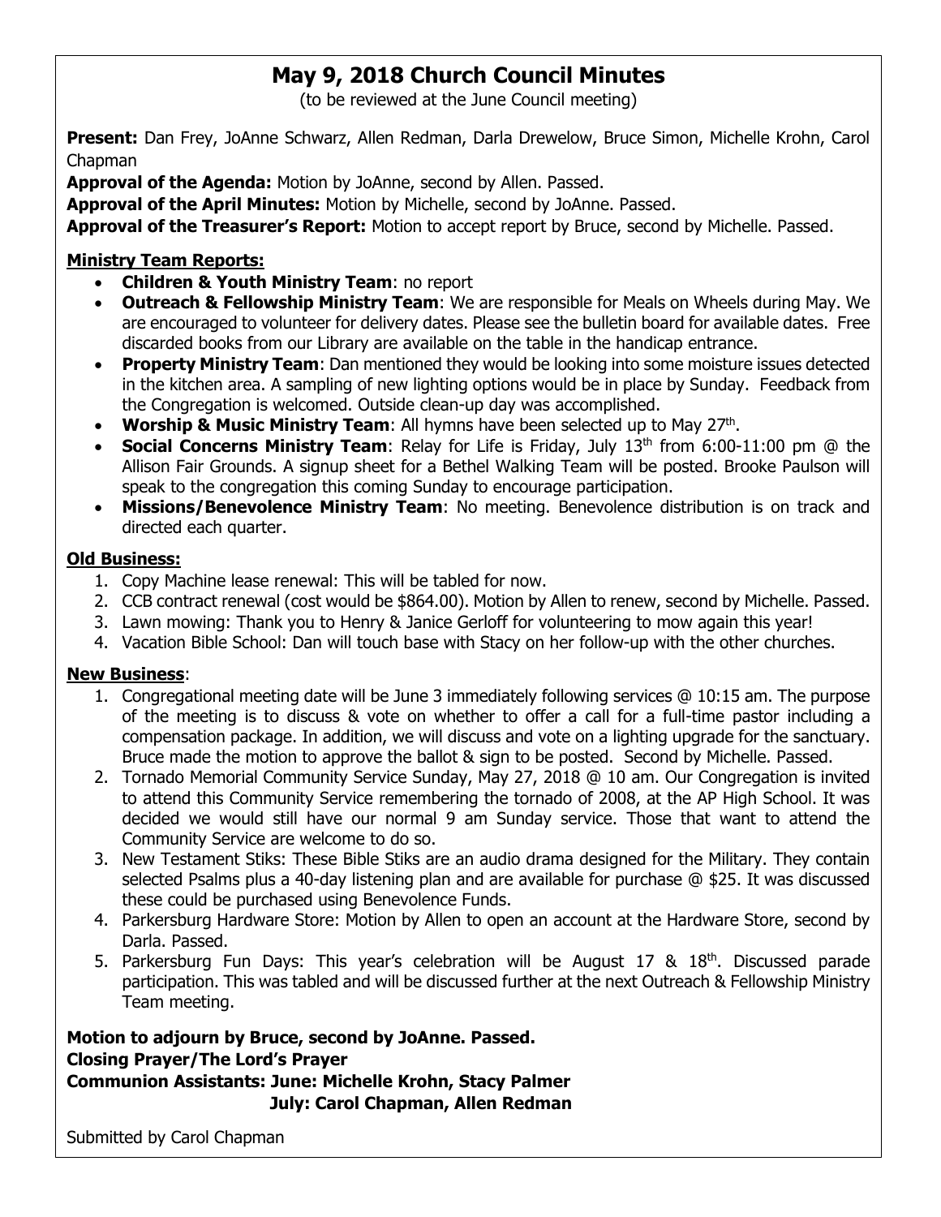# May 9, 2018 Church Council Minutes

(to be reviewed at the June Council meeting)

**Present:** Dan Frey, JoAnne Schwarz, Allen Redman, Darla Drewelow, Bruce Simon, Michelle Krohn, Carol Chapman

**Approval of the Agenda:** Motion by JoAnne, second by Allen. Passed.

**Approval of the April Minutes:** Motion by Michelle, second by JoAnne. Passed.

**Approval of the Treasurer's Report:** Motion to accept report by Bruce, second by Michelle. Passed.

**Ministry Team Reports:**

- **Children & Youth Ministry Team**: no report
- **Outreach & Fellowship Ministry Team**: We are responsible for Meals on Wheels during May. We are encouraged to volunteer for delivery dates. Please see the bulletin board for available dates. Free discarded books from our Library are available on the table in the handicap entrance.
- **Property Ministry Team**: Dan mentioned they would be looking into some moisture issues detected in the kitchen area. A sampling of new lighting options would be in place by Sunday. Feedback from the Congregation is welcomed. Outside clean-up day was accomplished.
- **Worship & Music Ministry Team**: All hymns have been selected up to May 27th.
- **Social Concerns Ministry Team**: Relay for Life is Friday, July 13th from 6:00-11:00 pm @ the Allison Fair Grounds. A signup sheet for a Bethel Walking Team will be posted. Brooke Paulson will speak to the congregation this coming Sunday to encourage participation.
- **Missions/Benevolence Ministry Team**: No meeting. Benevolence distribution is on track and directed each quarter.

**Old Business:**

1. Copy Machine lease renewal: This will be tabled for now.
2. CCB contract renewal (cost would be $864.00). Motion by Allen to renew, second by Michelle. Passed.
3. Lawn mowing: Thank you to Henry & Janice Gerloff for volunteering to mow again this year!
4. Vacation Bible School: Dan will touch base with Stacy on her follow-up with the other churches.

**New Business**:

1. Congregational meeting date will be June 3 immediately following services @ 10:15 am. The purpose of the meeting is to discuss & vote on whether to offer a call for a full-time pastor including a compensation package. In addition, we will discuss and vote on a lighting upgrade for the sanctuary. Bruce made the motion to approve the ballot & sign to be posted. Second by Michelle. Passed.
2. Tornado Memorial Community Service Sunday, May 27, 2018 @ 10 am. Our Congregation is invited to attend this Community Service remembering the tornado of 2008, at the AP High School. It was decided we would still have our normal 9 am Sunday service. Those that want to attend the Community Service are welcome to do so.
3. New Testament Stiks: These Bible Stiks are an audio drama designed for the Military. They contain selected Psalms plus a 40-day listening plan and are available for purchase @ $25. It was discussed these could be purchased using Benevolence Funds.
4. Parkersburg Hardware Store: Motion by Allen to open an account at the Hardware Store, second by Darla. Passed.
5. Parkersburg Fun Days: This year's celebration will be August 17 & 18th. Discussed parade participation. This was tabled and will be discussed further at the next Outreach & Fellowship Ministry Team meeting.

**Motion to adjourn by Bruce, second by JoAnne. Passed.**
**Closing Prayer/The Lord's Prayer**
**Communion Assistants: June: Michelle Krohn, Stacy Palmer**
**July: Carol Chapman, Allen Redman**

Submitted by Carol Chapman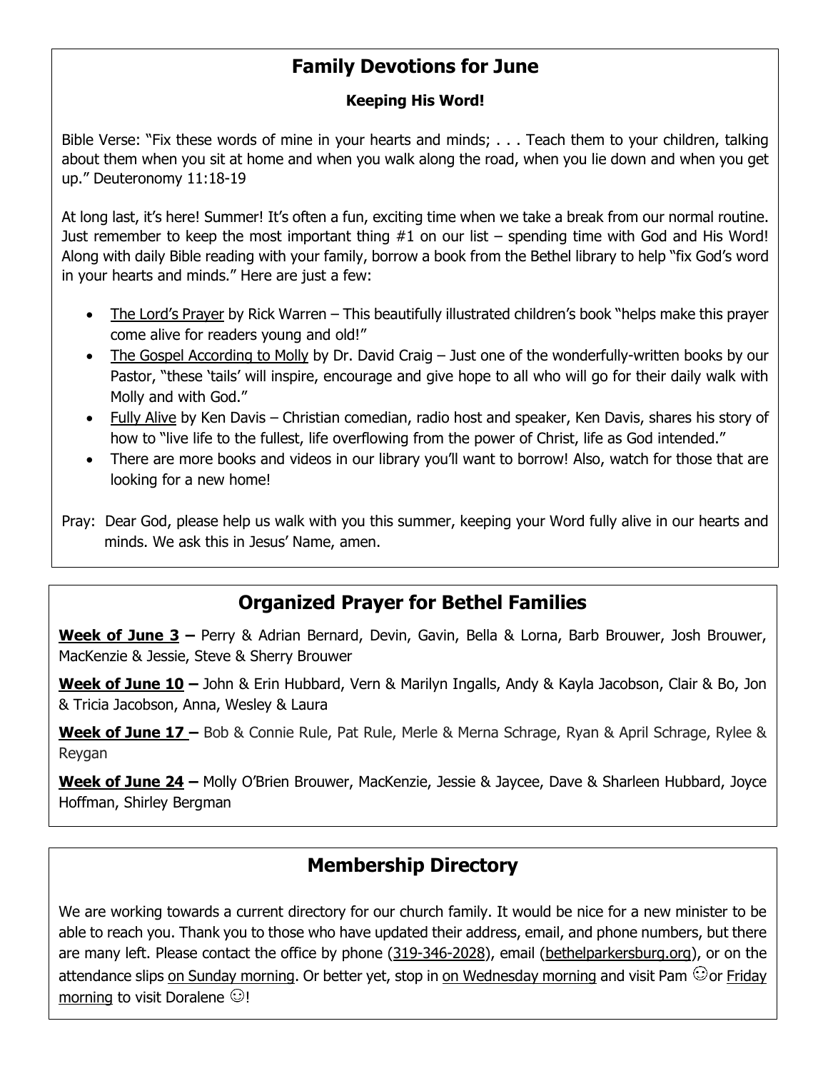## Family Devotions for June

**Keeping His Word!**

Bible Verse: "Fix these words of mine in your hearts and minds; . . . Teach them to your children, talking about them when you sit at home and when you walk along the road, when you lie down and when you get up." Deuteronomy 11:18-19

At long last, it's here! Summer! It's often a fun, exciting time when we take a break from our normal routine. Just remember to keep the most important thing #1 on our list – spending time with God and His Word! Along with daily Bible reading with your family, borrow a book from the Bethel library to help "fix God's word in your hearts and minds." Here are just a few:

- The Lord's Prayer by Rick Warren – This beautifully illustrated children's book "helps make this prayer come alive for readers young and old!"
- The Gospel According to Molly by Dr. David Craig – Just one of the wonderfully-written books by our Pastor, "these 'tails' will inspire, encourage and give hope to all who will go for their daily walk with Molly and with God."
- Fully Alive by Ken Davis – Christian comedian, radio host and speaker, Ken Davis, shares his story of how to "live life to the fullest, life overflowing from the power of Christ, life as God intended."
- There are more books and videos in our library you'll want to borrow! Also, watch for those that are looking for a new home!

Pray: Dear God, please help us walk with you this summer, keeping your Word fully alive in our hearts and minds. We ask this in Jesus' Name, amen.

## Organized Prayer for Bethel Families

**Week of June 3 –** Perry & Adrian Bernard, Devin, Gavin, Bella & Lorna, Barb Brouwer, Josh Brouwer, MacKenzie & Jessie, Steve & Sherry Brouwer

**Week of June 10 –** John & Erin Hubbard, Vern & Marilyn Ingalls, Andy & Kayla Jacobson, Clair & Bo, Jon & Tricia Jacobson, Anna, Wesley & Laura

**Week of June 17 –** Bob & Connie Rule, Pat Rule, Merle & Merna Schrage, Ryan & April Schrage, Rylee & Reygan

**Week of June 24 –** Molly O'Brien Brouwer, MacKenzie, Jessie & Jaycee, Dave & Sharleen Hubbard, Joyce Hoffman, Shirley Bergman

## Membership Directory

We are working towards a current directory for our church family. It would be nice for a new minister to be able to reach you. Thank you to those who have updated their address, email, and phone numbers, but there are many left. Please contact the office by phone (319-346-2028), email (bethelparkersburg.org), or on the attendance slips on Sunday morning. Or better yet, stop in on Wednesday morning and visit Pam ☺or Friday morning to visit Doralene ☺!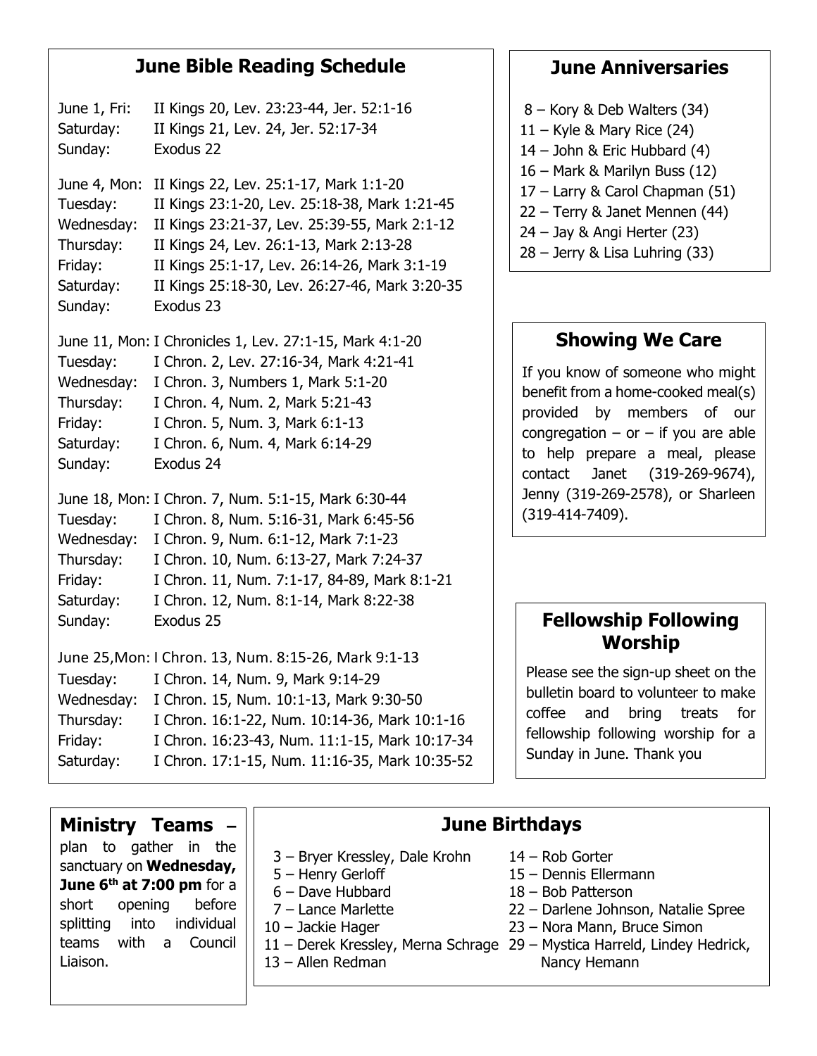## June Bible Reading Schedule

June 1, Fri: II Kings 20, Lev. 23:23-44, Jer. 52:1-16
Saturday: II Kings 21, Lev. 24, Jer. 52:17-34
Sunday: Exodus 22

June 4, Mon: II Kings 22, Lev. 25:1-17, Mark 1:1-20
Tuesday: II Kings 23:1-20, Lev. 25:18-38, Mark 1:21-45
Wednesday: II Kings 23:21-37, Lev. 25:39-55, Mark 2:1-12
Thursday: II Kings 24, Lev. 26:1-13, Mark 2:13-28
Friday: II Kings 25:1-17, Lev. 26:14-26, Mark 3:1-19
Saturday: II Kings 25:18-30, Lev. 26:27-46, Mark 3:20-35
Sunday: Exodus 23

June 11, Mon: I Chronicles 1, Lev. 27:1-15, Mark 4:1-20
Tuesday: I Chron. 2, Lev. 27:16-34, Mark 4:21-41
Wednesday: I Chron. 3, Numbers 1, Mark 5:1-20
Thursday: I Chron. 4, Num. 2, Mark 5:21-43
Friday: I Chron. 5, Num. 3, Mark 6:1-13
Saturday: I Chron. 6, Num. 4, Mark 6:14-29
Sunday: Exodus 24

June 18, Mon: I Chron. 7, Num. 5:1-15, Mark 6:30-44
Tuesday: I Chron. 8, Num. 5:16-31, Mark 6:45-56
Wednesday: I Chron. 9, Num. 6:1-12, Mark 7:1-23
Thursday: I Chron. 10, Num. 6:13-27, Mark 7:24-37
Friday: I Chron. 11, Num. 7:1-17, 84-89, Mark 8:1-21
Saturday: I Chron. 12, Num. 8:1-14, Mark 8:22-38
Sunday: Exodus 25

June 25, Mon: I Chron. 13, Num. 8:15-26, Mark 9:1-13
Tuesday: I Chron. 14, Num. 9, Mark 9:14-29
Wednesday: I Chron. 15, Num. 10:1-13, Mark 9:30-50
Thursday: I Chron. 16:1-22, Num. 10:14-36, Mark 10:1-16
Friday: I Chron. 16:23-43, Num. 11:1-15, Mark 10:17-34
Saturday: I Chron. 17:1-15, Num. 11:16-35, Mark 10:35-52

## June Anniversaries

8 – Kory & Deb Walters (34)
11 – Kyle & Mary Rice (24)
14 – John & Eric Hubbard (4)
16 – Mark & Marilyn Buss (12)
17 – Larry & Carol Chapman (51)
22 – Terry & Janet Mennen (44)
24 – Jay & Angi Herter (23)
28 – Jerry & Lisa Luhring (33)

## Showing We Care

If you know of someone who might benefit from a home-cooked meal(s) provided by members of our congregation – or – if you are able to help prepare a meal, please contact Janet (319-269-9674), Jenny (319-269-2578), or Sharleen (319-414-7409).

## Fellowship Following Worship

Please see the sign-up sheet on the bulletin board to volunteer to make coffee and bring treats for fellowship following worship for a Sunday in June. Thank you

## Ministry Teams –

plan to gather in the sanctuary on **Wednesday, June 6th at 7:00 pm** for a short opening before splitting into individual teams with a Council Liaison.

## June Birthdays

3 – Bryer Kressley, Dale Krohn
5 – Henry Gerloff
6 – Dave Hubbard
7 – Lance Marlette
10 – Jackie Hager
11 – Derek Kressley, Merna Schrage
13 – Allen Redman
14 – Rob Gorter
15 – Dennis Ellermann
18 – Bob Patterson
22 – Darlene Johnson, Natalie Spree
23 – Nora Mann, Bruce Simon
29 – Mystica Harreld, Lindey Hedrick, Nancy Hemann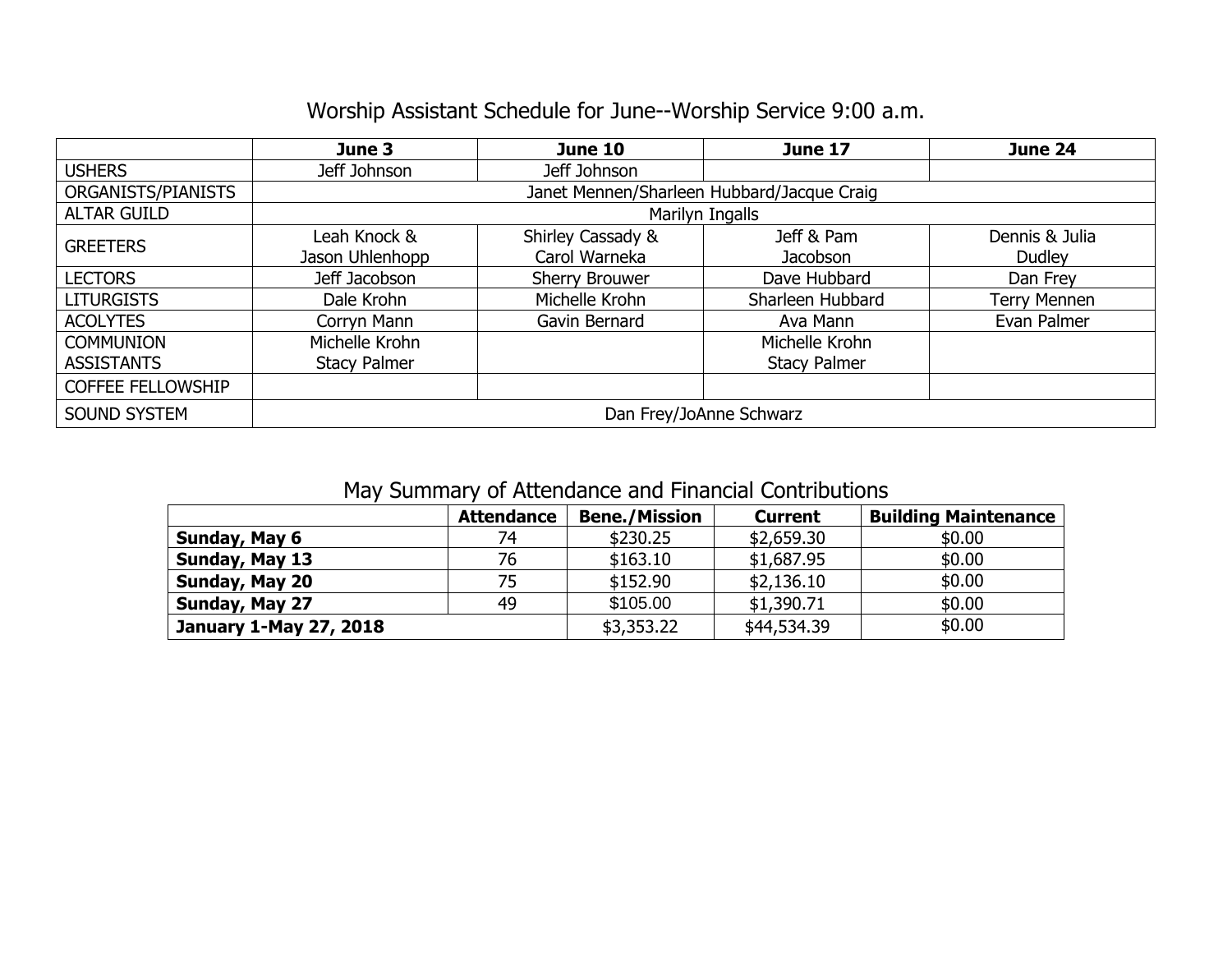## Worship Assistant Schedule for June--Worship Service 9:00 a.m.

| | June 3 | June 10 | June 17 | June 24 |
|---|---|---|---|---|
| USHERS | Jeff Johnson | Jeff Johnson | | |
| ORGANISTS/PIANISTS | Janet Mennen/Sharleen Hubbard/Jacque Craig | | | |
| ALTAR GUILD | Marilyn Ingalls | | | |
| GREETERS | Leah Knock & Jason Uhlenhopp | Shirley Cassady & Carol Warneka | Jeff & Pam Jacobson | Dennis & Julia Dudley |
| LECTORS | Jeff Jacobson | Sherry Brouwer | Dave Hubbard | Dan Frey |
| LITURGISTS | Dale Krohn | Michelle Krohn | Sharleen Hubbard | Terry Mennen |
| ACOLYTES | Corryn Mann | Gavin Bernard | Ava Mann | Evan Palmer |
| COMMUNION ASSISTANTS | Michelle Krohn Stacy Palmer | | Michelle Krohn Stacy Palmer | |
| COFFEE FELLOWSHIP | | | | |
| SOUND SYSTEM | Dan Frey/JoAnne Schwarz | | | |

## May Summary of Attendance and Financial Contributions

| | Attendance | Bene./Mission | Current | Building Maintenance |
|---|---|---|---|---|
| **Sunday, May 6** | 74 | $230.25 | $2,659.30 | $0.00 |
| **Sunday, May 13** | 76 | $163.10 | $1,687.95 | $0.00 |
| **Sunday, May 20** | 75 | $152.90 | $2,136.10 | $0.00 |
| **Sunday, May 27** | 49 | $105.00 | $1,390.71 | $0.00 |
| **January 1-May 27, 2018** | | $3,353.22 | $44,534.39 | $0.00 |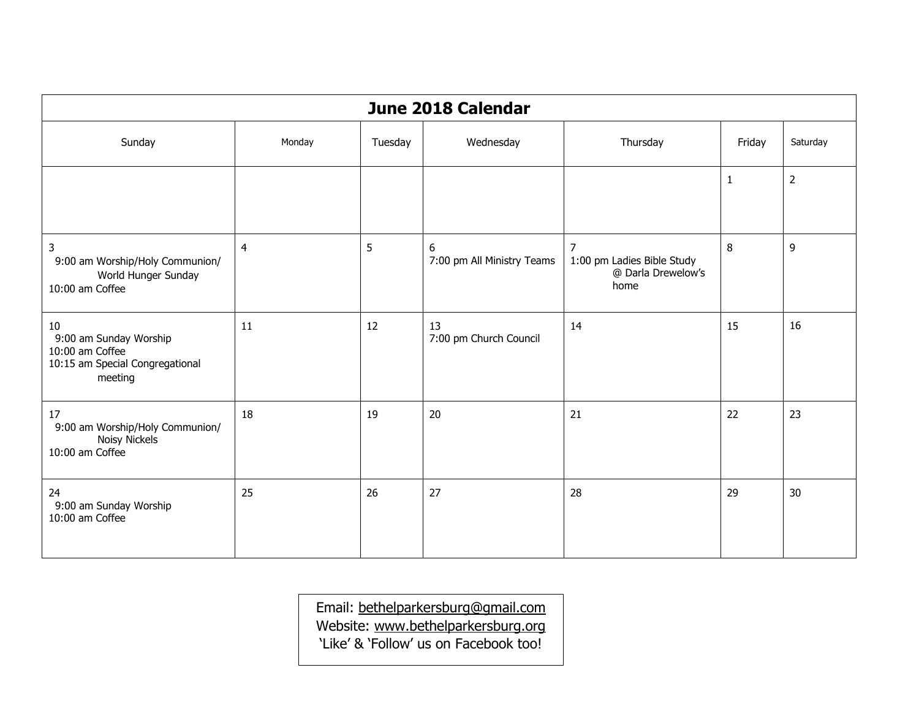# June 2018 Calendar

| Sunday | Monday | Tuesday | Wednesday | Thursday | Friday | Saturday |
|---|---|---|---|---|---|---|
| | | | | | 1 | 2 |
| 3<br>9:00 am Worship/Holy Communion/ World Hunger Sunday<br>10:00 am Coffee | 4 | 5 | 6<br>7:00 pm All Ministry Teams | 7<br>1:00 pm Ladies Bible Study @ Darla Drewelow's home | 8 | 9 |
| 10<br>9:00 am Sunday Worship<br>10:00 am Coffee<br>10:15 am Special Congregational meeting | 11 | 12 | 13<br>7:00 pm Church Council | 14 | 15 | 16 |
| 17<br>9:00 am Worship/Holy Communion/ Noisy Nickels<br>10:00 am Coffee | 18 | 19 | 20 | 21 | 22 | 23 |
| 24<br>9:00 am Sunday Worship<br>10:00 am Coffee | 25 | 26 | 27 | 28 | 29 | 30 |

Email: bethelparkersburg@gmail.com
Website: www.bethelparkersburg.org
'Like' & 'Follow' us on Facebook too!